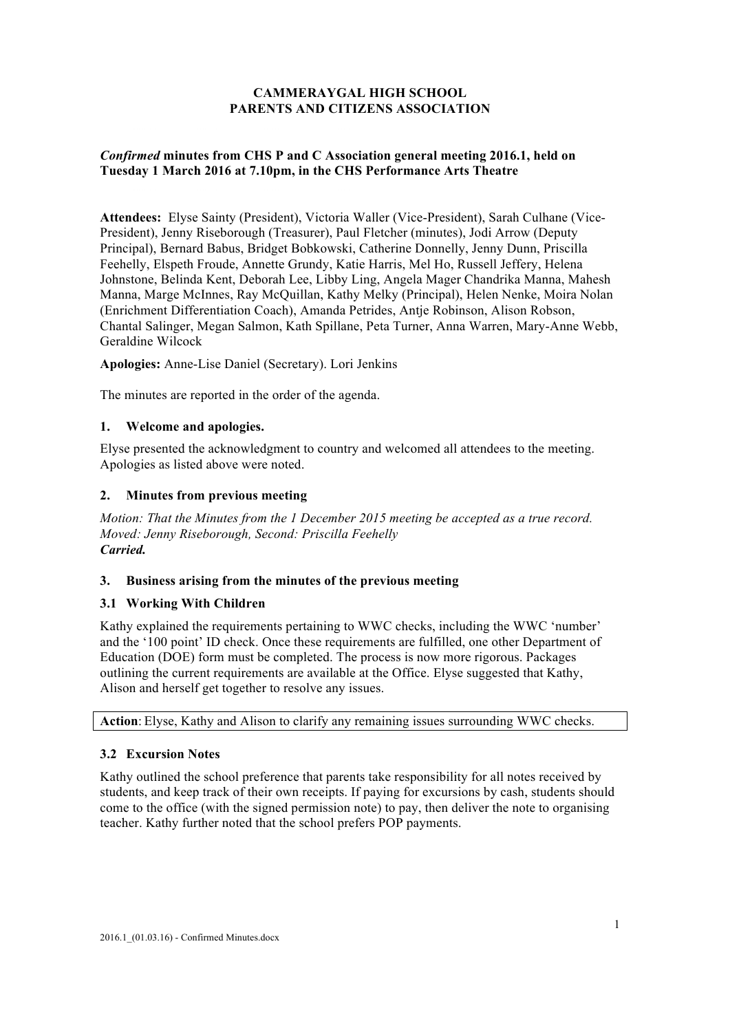# CAMMERAYGAL HIGH SCHOOL
# PARENTS AND CITIZENS ASSOCIATION

***Confirmed* minutes from CHS P and C Association general meeting 2016.1, held on Tuesday 1 March 2016 at 7.10pm, in the CHS Performance Arts Theatre**

**Attendees:** Elyse Sainty (President), Victoria Waller (Vice-President), Sarah Culhane (Vice-President), Jenny Riseborough (Treasurer), Paul Fletcher (minutes), Jodi Arrow (Deputy Principal), Bernard Babus, Bridget Bobkowski, Catherine Donnelly, Jenny Dunn, Priscilla Feehelly, Elspeth Froude, Annette Grundy, Katie Harris, Mel Ho, Russell Jeffery, Helena Johnstone, Belinda Kent, Deborah Lee, Libby Ling, Angela Mager Chandrika Manna, Mahesh Manna, Marge McInnes, Ray McQuillan, Kathy Melky (Principal), Helen Nenke, Moira Nolan (Enrichment Differentiation Coach), Amanda Petrides, Antje Robinson, Alison Robson, Chantal Salinger, Megan Salmon, Kath Spillane, Peta Turner, Anna Warren, Mary-Anne Webb, Geraldine Wilcock

**Apologies:** Anne-Lise Daniel (Secretary). Lori Jenkins

The minutes are reported in the order of the agenda.

### 1. Welcome and apologies.

Elyse presented the acknowledgment to country and welcomed all attendees to the meeting. Apologies as listed above were noted.

### 2. Minutes from previous meeting

*Motion: That the Minutes from the 1 December 2015 meeting be accepted as a true record.*
*Moved: Jenny Riseborough, Second: Priscilla Feehelly*
***Carried.***

### 3. Business arising from the minutes of the previous meeting

### 3.1 Working With Children

Kathy explained the requirements pertaining to WWC checks, including the WWC 'number' and the '100 point' ID check. Once these requirements are fulfilled, one other Department of Education (DOE) form must be completed. The process is now more rigorous. Packages outlining the current requirements are available at the Office. Elyse suggested that Kathy, Alison and herself get together to resolve any issues.

**Action**: Elyse, Kathy and Alison to clarify any remaining issues surrounding WWC checks.

### 3.2 Excursion Notes

Kathy outlined the school preference that parents take responsibility for all notes received by students, and keep track of their own receipts. If paying for excursions by cash, students should come to the office (with the signed permission note) to pay, then deliver the note to organising teacher. Kathy further noted that the school prefers POP payments.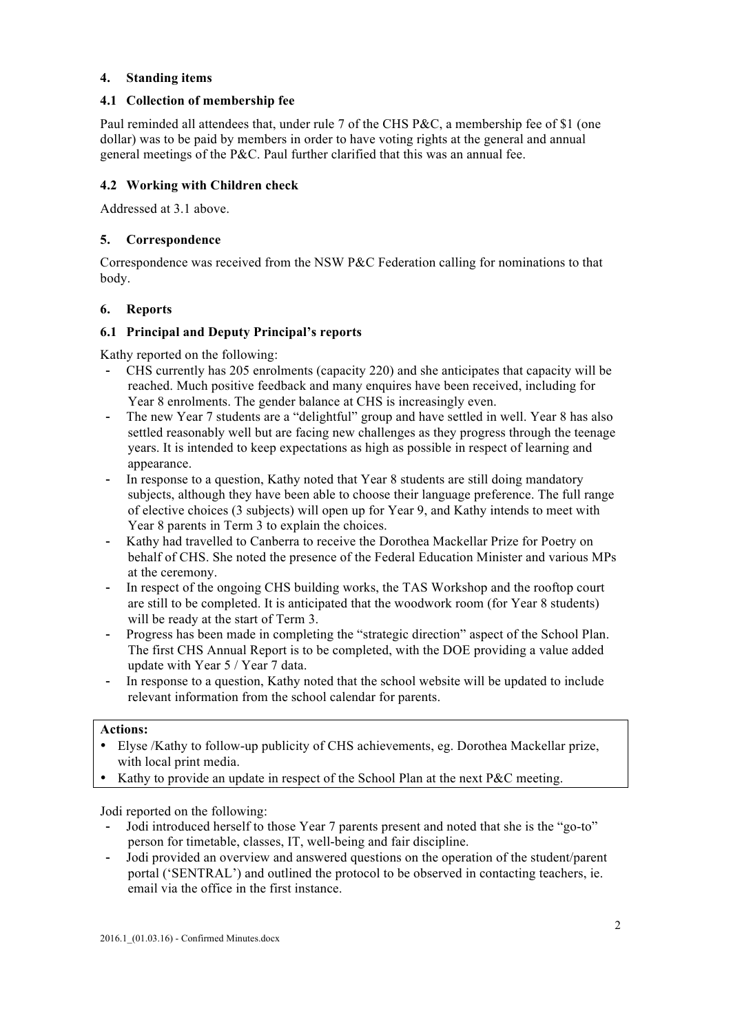## 4. Standing items

### 4.1 Collection of membership fee

Paul reminded all attendees that, under rule 7 of the CHS P&C, a membership fee of $1 (one dollar) was to be paid by members in order to have voting rights at the general and annual general meetings of the P&C. Paul further clarified that this was an annual fee.

### 4.2 Working with Children check

Addressed at 3.1 above.

## 5. Correspondence

Correspondence was received from the NSW P&C Federation calling for nominations to that body.

## 6. Reports

### 6.1 Principal and Deputy Principal's reports

Kathy reported on the following:

- CHS currently has 205 enrolments (capacity 220) and she anticipates that capacity will be reached. Much positive feedback and many enquires have been received, including for Year 8 enrolments. The gender balance at CHS is increasingly even.
- The new Year 7 students are a "delightful" group and have settled in well. Year 8 has also settled reasonably well but are facing new challenges as they progress through the teenage years. It is intended to keep expectations as high as possible in respect of learning and appearance.
- In response to a question, Kathy noted that Year 8 students are still doing mandatory subjects, although they have been able to choose their language preference. The full range of elective choices (3 subjects) will open up for Year 9, and Kathy intends to meet with Year 8 parents in Term 3 to explain the choices.
- Kathy had travelled to Canberra to receive the Dorothea Mackellar Prize for Poetry on behalf of CHS. She noted the presence of the Federal Education Minister and various MPs at the ceremony.
- In respect of the ongoing CHS building works, the TAS Workshop and the rooftop court are still to be completed. It is anticipated that the woodwork room (for Year 8 students) will be ready at the start of Term 3.
- Progress has been made in completing the "strategic direction" aspect of the School Plan. The first CHS Annual Report is to be completed, with the DOE providing a value added update with Year 5 / Year 7 data.
- In response to a question, Kathy noted that the school website will be updated to include relevant information from the school calendar for parents.

**Actions:**

- Elyse /Kathy to follow-up publicity of CHS achievements, eg. Dorothea Mackellar prize, with local print media.
- Kathy to provide an update in respect of the School Plan at the next P&C meeting.

Jodi reported on the following:

- Jodi introduced herself to those Year 7 parents present and noted that she is the "go-to" person for timetable, classes, IT, well-being and fair discipline.
- Jodi provided an overview and answered questions on the operation of the student/parent portal ('SENTRAL') and outlined the protocol to be observed in contacting teachers, ie. email via the office in the first instance.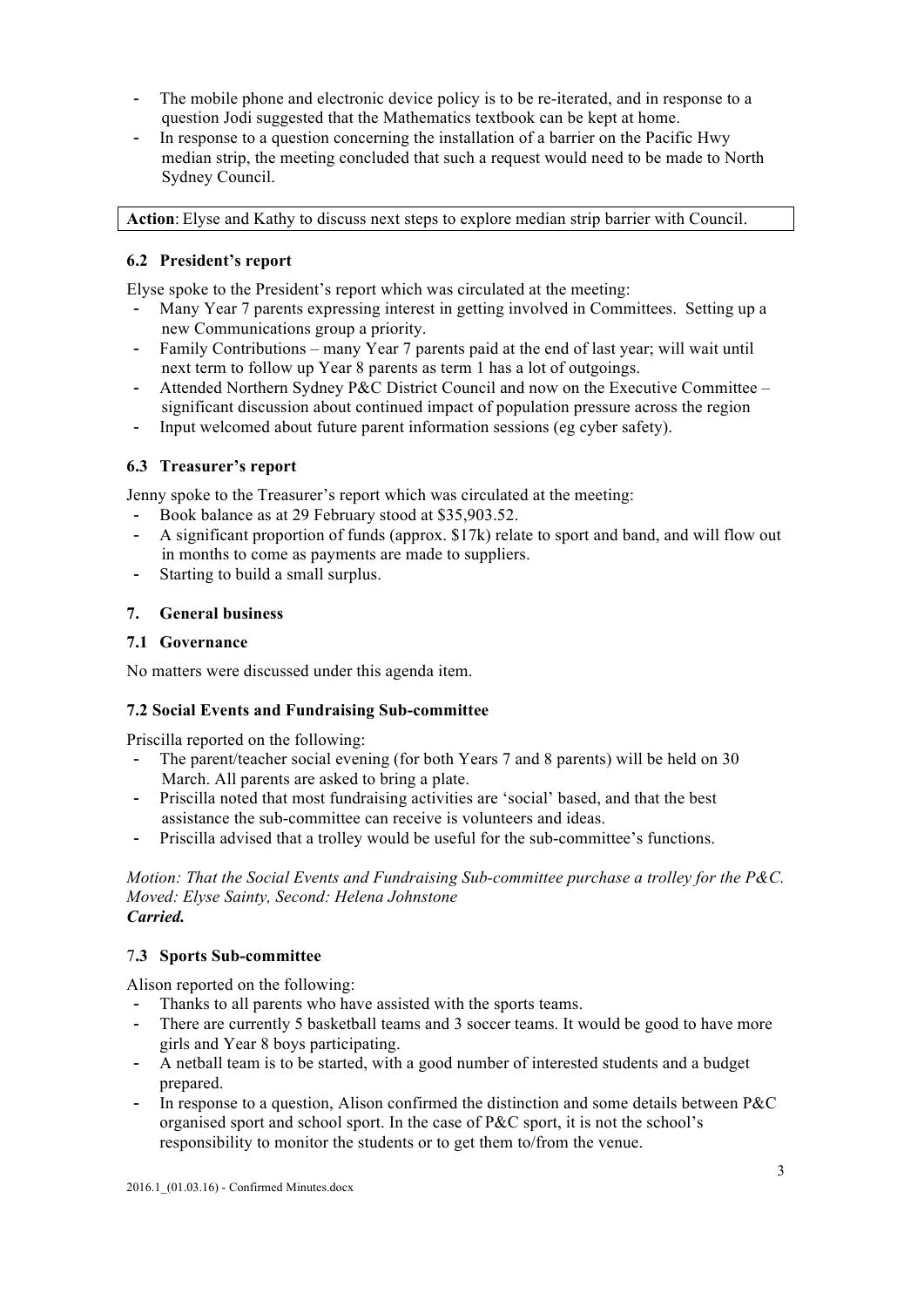- The mobile phone and electronic device policy is to be re-iterated, and in response to a question Jodi suggested that the Mathematics textbook can be kept at home.
- In response to a question concerning the installation of a barrier on the Pacific Hwy median strip, the meeting concluded that such a request would need to be made to North Sydney Council.

| **Action**: Elyse and Kathy to discuss next steps to explore median strip barrier with Council. |
|---|

### 6.2 President's report

Elyse spoke to the President's report which was circulated at the meeting:

- Many Year 7 parents expressing interest in getting involved in Committees. Setting up a new Communications group a priority.
- Family Contributions – many Year 7 parents paid at the end of last year; will wait until next term to follow up Year 8 parents as term 1 has a lot of outgoings.
- Attended Northern Sydney P&C District Council and now on the Executive Committee – significant discussion about continued impact of population pressure across the region
- Input welcomed about future parent information sessions (eg cyber safety).

### 6.3 Treasurer's report

Jenny spoke to the Treasurer's report which was circulated at the meeting:

- Book balance as at 29 February stood at $35,903.52.
- A significant proportion of funds (approx. $17k) relate to sport and band, and will flow out in months to come as payments are made to suppliers.
- Starting to build a small surplus.

## 7. General business

### 7.1 Governance

No matters were discussed under this agenda item.

### 7.2 Social Events and Fundraising Sub-committee

Priscilla reported on the following:

- The parent/teacher social evening (for both Years 7 and 8 parents) will be held on 30 March. All parents are asked to bring a plate.
- Priscilla noted that most fundraising activities are 'social' based, and that the best assistance the sub-committee can receive is volunteers and ideas.
- Priscilla advised that a trolley would be useful for the sub-committee's functions.

*Motion: That the Social Events and Fundraising Sub-committee purchase a trolley for the P&C.*
*Moved: Elyse Sainty, Second: Helena Johnstone*
***Carried.***

### 7.3 Sports Sub-committee

Alison reported on the following:

- Thanks to all parents who have assisted with the sports teams.
- There are currently 5 basketball teams and 3 soccer teams. It would be good to have more girls and Year 8 boys participating.
- A netball team is to be started, with a good number of interested students and a budget prepared.
- In response to a question, Alison confirmed the distinction and some details between P&C organised sport and school sport. In the case of P&C sport, it is not the school's responsibility to monitor the students or to get them to/from the venue.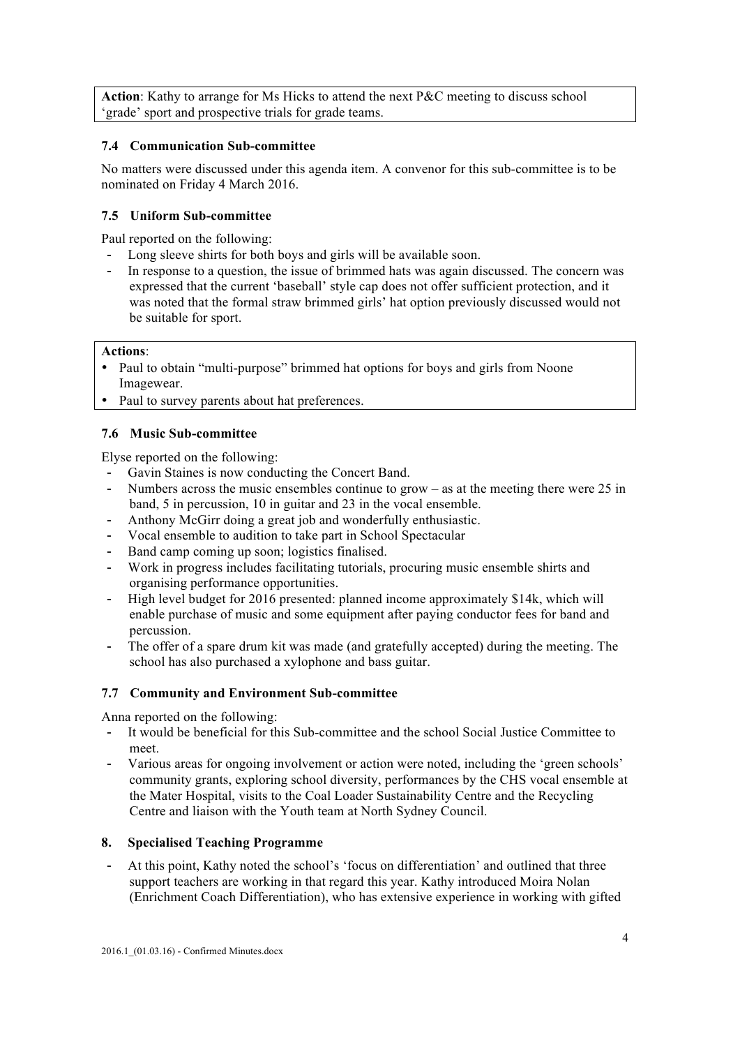**Action**: Kathy to arrange for Ms Hicks to attend the next P&C meeting to discuss school 'grade' sport and prospective trials for grade teams.

### 7.4 Communication Sub-committee

No matters were discussed under this agenda item. A convenor for this sub-committee is to be nominated on Friday 4 March 2016.

### 7.5 Uniform Sub-committee

Paul reported on the following:

- Long sleeve shirts for both boys and girls will be available soon.
- In response to a question, the issue of brimmed hats was again discussed. The concern was expressed that the current 'baseball' style cap does not offer sufficient protection, and it was noted that the formal straw brimmed girls' hat option previously discussed would not be suitable for sport.

**Actions**:

- Paul to obtain "multi-purpose" brimmed hat options for boys and girls from Noone Imagewear.
- Paul to survey parents about hat preferences.

### 7.6 Music Sub-committee

Elyse reported on the following:

- Gavin Staines is now conducting the Concert Band.
- Numbers across the music ensembles continue to grow – as at the meeting there were 25 in band, 5 in percussion, 10 in guitar and 23 in the vocal ensemble.
- Anthony McGirr doing a great job and wonderfully enthusiastic.
- Vocal ensemble to audition to take part in School Spectacular
- Band camp coming up soon; logistics finalised.
- Work in progress includes facilitating tutorials, procuring music ensemble shirts and organising performance opportunities.
- High level budget for 2016 presented: planned income approximately $14k, which will enable purchase of music and some equipment after paying conductor fees for band and percussion.
- The offer of a spare drum kit was made (and gratefully accepted) during the meeting. The school has also purchased a xylophone and bass guitar.

### 7.7 Community and Environment Sub-committee

Anna reported on the following:

- It would be beneficial for this Sub-committee and the school Social Justice Committee to meet.
- Various areas for ongoing involvement or action were noted, including the 'green schools' community grants, exploring school diversity, performances by the CHS vocal ensemble at the Mater Hospital, visits to the Coal Loader Sustainability Centre and the Recycling Centre and liaison with the Youth team at North Sydney Council.

## 8. Specialised Teaching Programme

- At this point, Kathy noted the school's 'focus on differentiation' and outlined that three support teachers are working in that regard this year. Kathy introduced Moira Nolan (Enrichment Coach Differentiation), who has extensive experience in working with gifted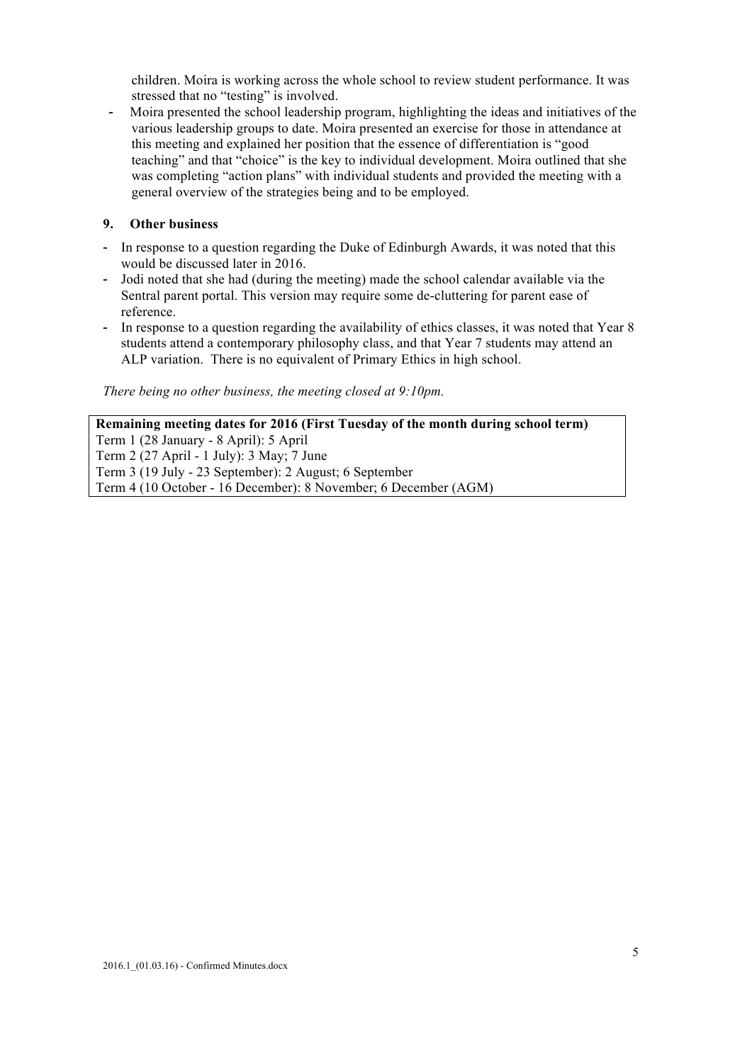children. Moira is working across the whole school to review student performance. It was stressed that no "testing" is involved.

- Moira presented the school leadership program, highlighting the ideas and initiatives of the various leadership groups to date. Moira presented an exercise for those in attendance at this meeting and explained her position that the essence of differentiation is "good teaching" and that "choice" is the key to individual development. Moira outlined that she was completing "action plans" with individual students and provided the meeting with a general overview of the strategies being and to be employed.

### 9. Other business

- In response to a question regarding the Duke of Edinburgh Awards, it was noted that this would be discussed later in 2016.
- Jodi noted that she had (during the meeting) made the school calendar available via the Sentral parent portal. This version may require some de-cluttering for parent ease of reference.
- In response to a question regarding the availability of ethics classes, it was noted that Year 8 students attend a contemporary philosophy class, and that Year 7 students may attend an ALP variation. There is no equivalent of Primary Ethics in high school.

*There being no other business, the meeting closed at 9:10pm.*

**Remaining meeting dates for 2016 (First Tuesday of the month during school term)**
Term 1 (28 January - 8 April): 5 April
Term 2 (27 April - 1 July): 3 May; 7 June
Term 3 (19 July - 23 September): 2 August; 6 September
Term 4 (10 October - 16 December): 8 November; 6 December (AGM)